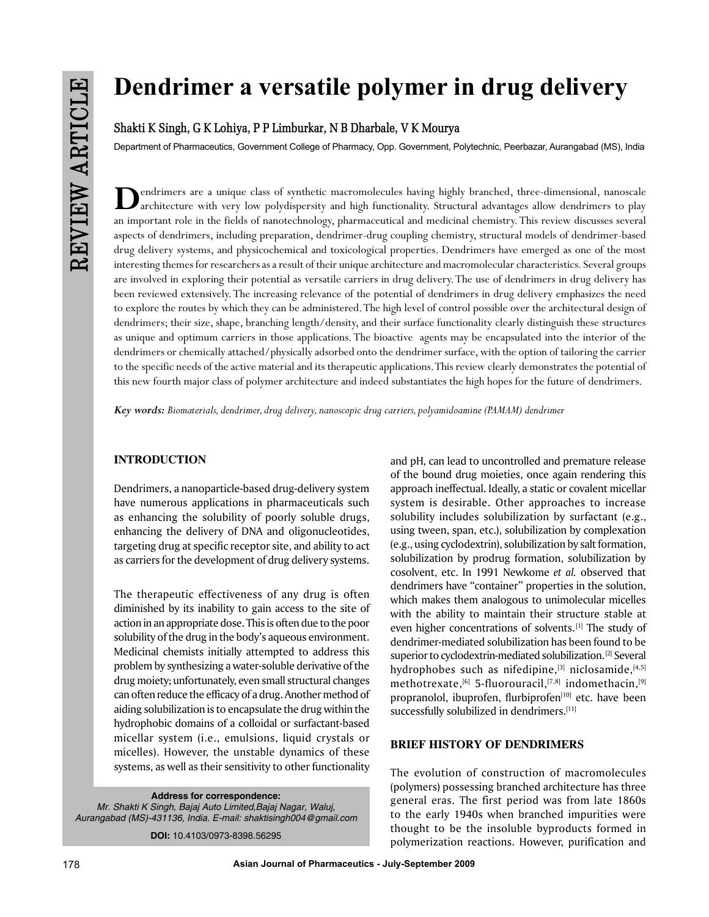# Dendrimer a versatile polymer in drug delivery

**Shakti K Singh, G K Lohiya, P P Limburkar, N B Dharbale, V K Mourya**

Department of Pharmaceutics, Government College of Pharmacy, Opp. Government, Polytechnic, Peerbazar, Aurangabad (MS), India

REVIEW ARTICLE

Dendrimers are a unique class of synthetic macromolecules having highly branched, three-dimensional, nanoscale architecture with very low polydispersity and high functionality. Structural advantages allow dendrimers to play an important role in the fields of nanotechnology, pharmaceutical and medicinal chemistry. This review discusses several aspects of dendrimers, including preparation, dendrimer-drug coupling chemistry, structural models of dendrimer-based drug delivery systems, and physicochemical and toxicological properties. Dendrimers have emerged as one of the most interesting themes for researchers as a result of their unique architecture and macromolecular characteristics. Several groups are involved in exploring their potential as versatile carriers in drug delivery. The use of dendrimers in drug delivery has been reviewed extensively. The increasing relevance of the potential of dendrimers in drug delivery emphasizes the need to explore the routes by which they can be administered. The high level of control possible over the architectural design of dendrimers; their size, shape, branching length/density, and their surface functionality clearly distinguish these structures as unique and optimum carriers in those applications. The bioactive agents may be encapsulated into the interior of the dendrimers or chemically attached/physically adsorbed onto the dendrimer surface, with the option of tailoring the carrier to the specific needs of the active material and its therapeutic applications. This review clearly demonstrates the potential of this new fourth major class of polymer architecture and indeed substantiates the high hopes for the future of dendrimers.

***Key words:*** *Biomaterials, dendrimer, drug delivery, nanoscopic drug carriers, polyamidoamine (PAMAM) dendrimer*

## INTRODUCTION

Dendrimers, a nanoparticle-based drug-delivery system have numerous applications in pharmaceuticals such as enhancing the solubility of poorly soluble drugs, enhancing the delivery of DNA and oligonucleotides, targeting drug at specific receptor site, and ability to act as carriers for the development of drug delivery systems.

The therapeutic effectiveness of any drug is often diminished by its inability to gain access to the site of action in an appropriate dose. This is often due to the poor solubility of the drug in the body's aqueous environment. Medicinal chemists initially attempted to address this problem by synthesizing a water-soluble derivative of the drug moiety; unfortunately, even small structural changes can often reduce the efficacy of a drug. Another method of aiding solubilization is to encapsulate the drug within the hydrophobic domains of a colloidal or surfactant-based micellar system (i.e., emulsions, liquid crystals or micelles). However, the unstable dynamics of these systems, as well as their sensitivity to other functionality and pH, can lead to uncontrolled and premature release of the bound drug moieties, once again rendering this approach ineffectual. Ideally, a static or covalent micellar system is desirable. Other approaches to increase solubility includes solubilization by surfactant (e.g., using tween, span, etc.), solubilization by complexation (e.g., using cyclodextrin), solubilization by salt formation, solubilization by prodrug formation, solubilization by cosolvent, etc. In 1991 Newkome *et al.* observed that dendrimers have "container" properties in the solution, which makes them analogous to unimolecular micelles with the ability to maintain their structure stable at even higher concentrations of solvents.[1] The study of dendrimer-mediated solubilization has been found to be superior to cyclodextrin-mediated solubilization.[2] Several hydrophobes such as nifedipine,[3] niclosamide,[4,5] methotrexate,[6] 5-fluorouracil,[7,8] indomethacin,[9] propranolol, ibuprofen, flurbiprofen[10] etc. have been successfully solubilized in dendrimers.[11]

## BRIEF HISTORY OF DENDRIMERS

The evolution of construction of macromolecules (polymers) possessing branched architecture has three general eras. The first period was from late 1860s to the early 1940s when branched impurities were thought to be the insoluble byproducts formed in polymerization reactions. However, purification and

**Address for correspondence:**
*Mr. Shakti K Singh, Bajaj Auto Limited, Bajaj Nagar, Waluj, Aurangabad (MS)-431136, India. E-mail: shaktisingh004@gmail.com*

**DOI:** 10.4103/0973-8398.56295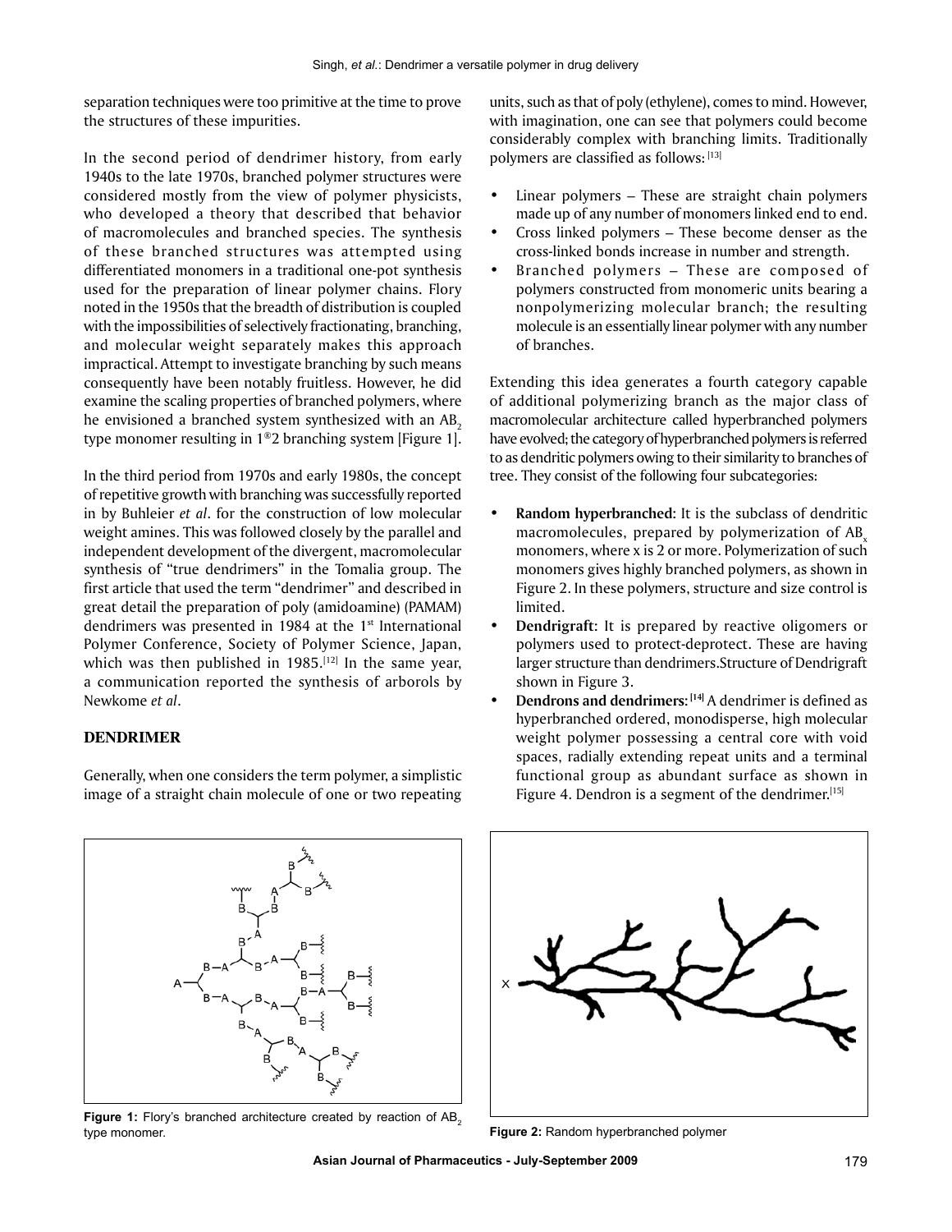separation techniques were too primitive at the time to prove the structures of these impurities.

In the second period of dendrimer history, from early 1940s to the late 1970s, branched polymer structures were considered mostly from the view of polymer physicists, who developed a theory that described that behavior of macromolecules and branched species. The synthesis of these branched structures was attempted using differentiated monomers in a traditional one-pot synthesis used for the preparation of linear polymer chains. Flory noted in the 1950s that the breadth of distribution is coupled with the impossibilities of selectively fractionating, branching, and molecular weight separately makes this approach impractical. Attempt to investigate branching by such means consequently have been notably fruitless. However, he did examine the scaling properties of branched polymers, where he envisioned a branched system synthesized with an $AB_2$ type monomer resulting in 1®2 branching system [Figure 1].

In the third period from 1970s and early 1980s, the concept of repetitive growth with branching was successfully reported in by Buhleier *et al*. for the construction of low molecular weight amines. This was followed closely by the parallel and independent development of the divergent, macromolecular synthesis of "true dendrimers" in the Tomalia group. The first article that used the term "dendrimer" and described in great detail the preparation of poly (amidoamine) (PAMAM) dendrimers was presented in 1984 at the 1st International Polymer Conference, Society of Polymer Science, Japan, which was then published in 1985.[12] In the same year, a communication reported the synthesis of arborols by Newkome *et al*.

## DENDRIMER

Generally, when one considers the term polymer, a simplistic image of a straight chain molecule of one or two repeating units, such as that of poly (ethylene), comes to mind. However, with imagination, one can see that polymers could become considerably complex with branching limits. Traditionally polymers are classified as follows: [13]

- Linear polymers – These are straight chain polymers made up of any number of monomers linked end to end.
- Cross linked polymers – These become denser as the cross-linked bonds increase in number and strength.
- Branched polymers – These are composed of polymers constructed from monomeric units bearing a nonpolymerizing molecular branch; the resulting molecule is an essentially linear polymer with any number of branches.

Extending this idea generates a fourth category capable of additional polymerizing branch as the major class of macromolecular architecture called hyperbranched polymers have evolved; the category of hyperbranched polymers is referred to as dendritic polymers owing to their similarity to branches of tree. They consist of the following four subcategories:

- **Random hyperbranched**: It is the subclass of dendritic macromolecules, prepared by polymerization of $AB_x$ monomers, where x is 2 or more. Polymerization of such monomers gives highly branched polymers, as shown in Figure 2. In these polymers, structure and size control is limited.
- **Dendrigraft**: It is prepared by reactive oligomers or polymers used to protect-deprotect. These are having larger structure than dendrimers.Structure of Dendrigraft shown in Figure 3.
- **Dendrons and dendrimers**: [14] A dendrimer is defined as hyperbranched ordered, monodisperse, high molecular weight polymer possessing a central core with void spaces, radially extending repeat units and a terminal functional group as abundant surface as shown in Figure 4. Dendron is a segment of the dendrimer.[15]

**Figure 1:** Flory's branched architecture created by reaction of $AB_2$ type monomer.

**Figure 2:** Random hyperbranched polymer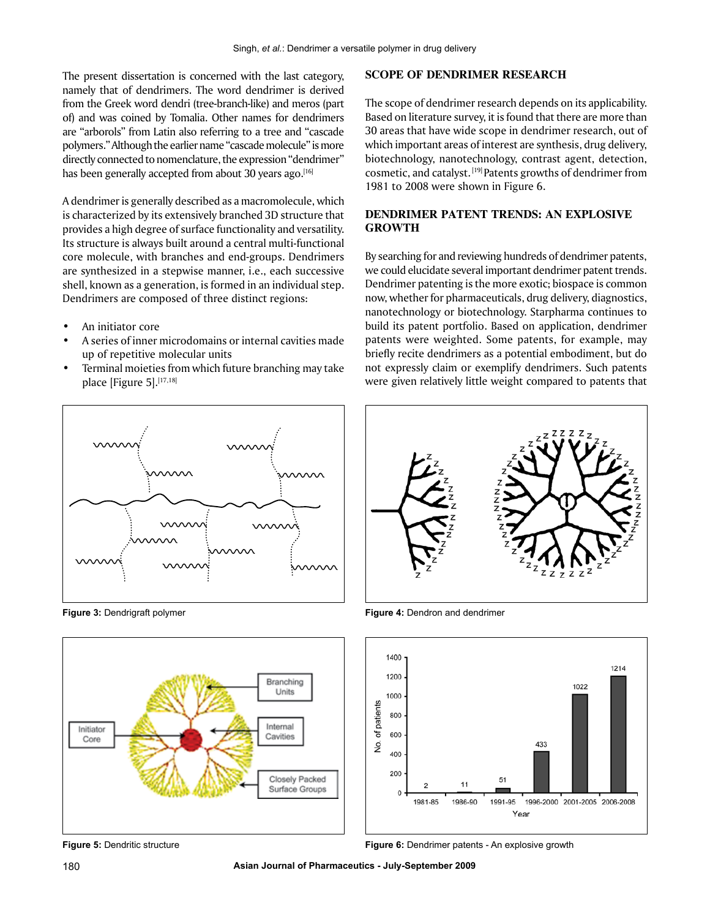The present dissertation is concerned with the last category, namely that of dendrimers. The word dendrimer is derived from the Greek word dendri (tree-branch-like) and meros (part of) and was coined by Tomalia. Other names for dendrimers are "arborols" from Latin also referring to a tree and "cascade polymers." Although the earlier name "cascade molecule" is more directly connected to nomenclature, the expression "dendrimer" has been generally accepted from about 30 years ago.[16]

A dendrimer is generally described as a macromolecule, which is characterized by its extensively branched 3D structure that provides a high degree of surface functionality and versatility. Its structure is always built around a central multi-functional core molecule, with branches and end-groups. Dendrimers are synthesized in a stepwise manner, i.e., each successive shell, known as a generation, is formed in an individual step. Dendrimers are composed of three distinct regions:

- An initiator core
- A series of inner microdomains or internal cavities made up of repetitive molecular units
- Terminal moieties from which future branching may take place [Figure 5].[17,18]

**Figure 3:** Dendrigraft polymer

**Figure 5:** Dendritic structure

## SCOPE OF DENDRIMER RESEARCH

The scope of dendrimer research depends on its applicability. Based on literature survey, it is found that there are more than 30 areas that have wide scope in dendrimer research, out of which important areas of interest are synthesis, drug delivery, biotechnology, nanotechnology, contrast agent, detection, cosmetic, and catalyst.[19] Patents growths of dendrimer from 1981 to 2008 were shown in Figure 6.

## DENDRIMER PATENT TRENDS: AN EXPLOSIVE GROWTH

By searching for and reviewing hundreds of dendrimer patents, we could elucidate several important dendrimer patent trends. Dendrimer patenting is the more exotic; biospace is common now, whether for pharmaceuticals, drug delivery, diagnostics, nanotechnology or biotechnology. Starpharma continues to build its patent portfolio. Based on application, dendrimer patents were weighted. Some patents, for example, may briefly recite dendrimers as a potential embodiment, but do not expressly claim or exemplify dendrimers. Such patents were given relatively little weight compared to patents that

**Figure 4:** Dendron and dendrimer

**Figure 6:** Dendrimer patents - An explosive growth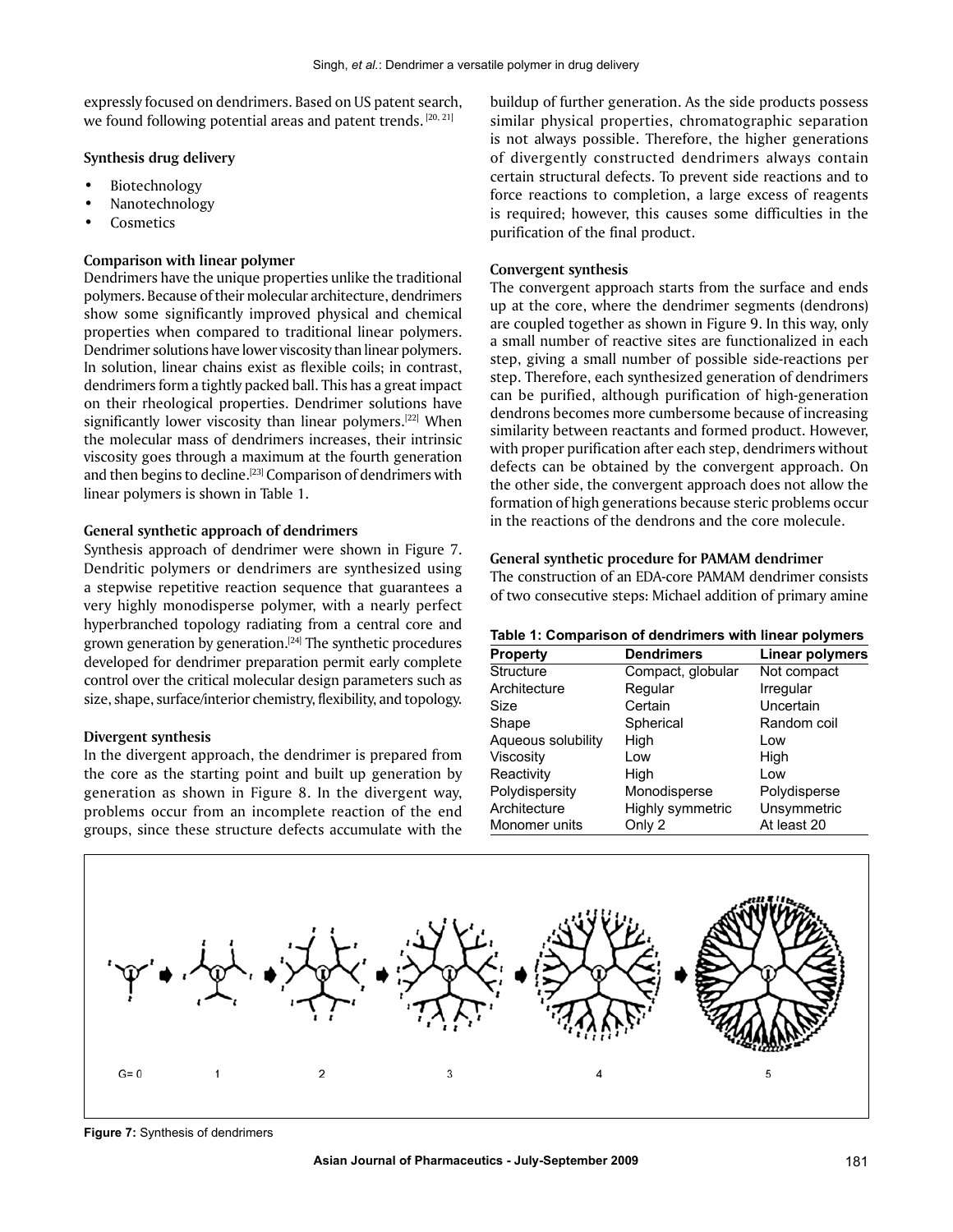expressly focused on dendrimers. Based on US patent search, we found following potential areas and patent trends.[20, 21]

**Synthesis drug delivery**

- Biotechnology
- Nanotechnology
- Cosmetics

**Comparison with linear polymer**

Dendrimers have the unique properties unlike the traditional polymers. Because of their molecular architecture, dendrimers show some significantly improved physical and chemical properties when compared to traditional linear polymers. Dendrimer solutions have lower viscosity than linear polymers. In solution, linear chains exist as flexible coils; in contrast, dendrimers form a tightly packed ball. This has a great impact on their rheological properties. Dendrimer solutions have significantly lower viscosity than linear polymers.[22] When the molecular mass of dendrimers increases, their intrinsic viscosity goes through a maximum at the fourth generation and then begins to decline.[23] Comparison of dendrimers with linear polymers is shown in Table 1.

**General synthetic approach of dendrimers**

Synthesis approach of dendrimer were shown in Figure 7. Dendritic polymers or dendrimers are synthesized using a stepwise repetitive reaction sequence that guarantees a very highly monodisperse polymer, with a nearly perfect hyperbranched topology radiating from a central core and grown generation by generation.[24] The synthetic procedures developed for dendrimer preparation permit early complete control over the critical molecular design parameters such as size, shape, surface/interior chemistry, flexibility, and topology.

**Divergent synthesis**

In the divergent approach, the dendrimer is prepared from the core as the starting point and built up generation by generation as shown in Figure 8. In the divergent way, problems occur from an incomplete reaction of the end groups, since these structure defects accumulate with the buildup of further generation. As the side products possess similar physical properties, chromatographic separation is not always possible. Therefore, the higher generations of divergently constructed dendrimers always contain certain structural defects. To prevent side reactions and to force reactions to completion, a large excess of reagents is required; however, this causes some difficulties in the purification of the final product.

**Convergent synthesis**

The convergent approach starts from the surface and ends up at the core, where the dendrimer segments (dendrons) are coupled together as shown in Figure 9. In this way, only a small number of reactive sites are functionalized in each step, giving a small number of possible side-reactions per step. Therefore, each synthesized generation of dendrimers can be purified, although purification of high-generation dendrons becomes more cumbersome because of increasing similarity between reactants and formed product. However, with proper purification after each step, dendrimers without defects can be obtained by the convergent approach. On the other side, the convergent approach does not allow the formation of high generations because steric problems occur in the reactions of the dendrons and the core molecule.

**General synthetic procedure for PAMAM dendrimer**

The construction of an EDA-core PAMAM dendrimer consists of two consecutive steps: Michael addition of primary amine

**Table 1: Comparison of dendrimers with linear polymers**

| Property | Dendrimers | Linear polymers |
| --- | --- | --- |
| Structure | Compact, globular | Not compact |
| Architecture | Regular | Irregular |
| Size | Certain | Uncertain |
| Shape | Spherical | Random coil |
| Aqueous solubility | High | Low |
| Viscosity | Low | High |
| Reactivity | High | Low |
| Polydispersity | Monodisperse | Polydisperse |
| Architecture | Highly symmetric | Unsymmetric |
| Monomer units | Only 2 | At least 20 |

**Figure 7:** Synthesis of dendrimers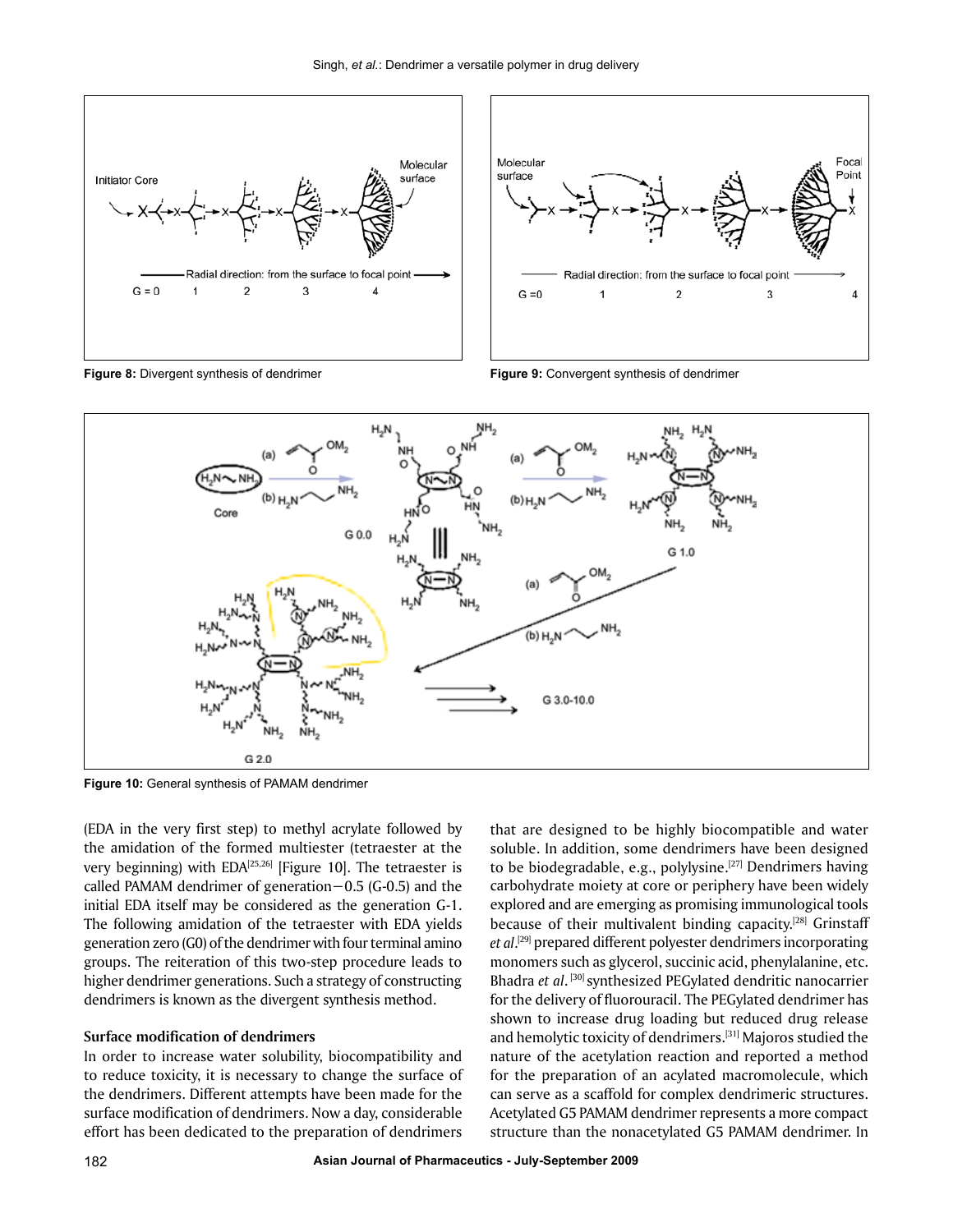Figure 8: Divergent synthesis of dendrimer

Figure 9: Convergent synthesis of dendrimer

Figure 10: General synthesis of PAMAM dendrimer

(EDA in the very first step) to methyl acrylate followed by the amidation of the formed multiester (tetraester at the very beginning) with EDA[25,26] [Figure 10]. The tetraester is called PAMAM dendrimer of generation−0.5 (G-0.5) and the initial EDA itself may be considered as the generation G-1. The following amidation of the tetraester with EDA yields generation zero (G0) of the dendrimer with four terminal amino groups. The reiteration of this two-step procedure leads to higher dendrimer generations. Such a strategy of constructing dendrimers is known as the divergent synthesis method.

**Surface modification of dendrimers**

In order to increase water solubility, biocompatibility and to reduce toxicity, it is necessary to change the surface of the dendrimers. Different attempts have been made for the surface modification of dendrimers. Now a day, considerable effort has been dedicated to the preparation of dendrimers that are designed to be highly biocompatible and water soluble. In addition, some dendrimers have been designed to be biodegradable, e.g., polylysine.[27] Dendrimers having carbohydrate moiety at core or periphery have been widely explored and are emerging as promising immunological tools because of their multivalent binding capacity.[28] Grinstaff *et al*.[29] prepared different polyester dendrimers incorporating monomers such as glycerol, succinic acid, phenylalanine, etc. Bhadra *et al*.[30] synthesized PEGylated dendritic nanocarrier for the delivery of fluorouracil. The PEGylated dendrimer has shown to increase drug loading but reduced drug release and hemolytic toxicity of dendrimers.[31] Majoros studied the nature of the acetylation reaction and reported a method for the preparation of an acylated macromolecule, which can serve as a scaffold for complex dendrimeric structures. Acetylated G5 PAMAM dendrimer represents a more compact structure than the nonacetylated G5 PAMAM dendrimer. In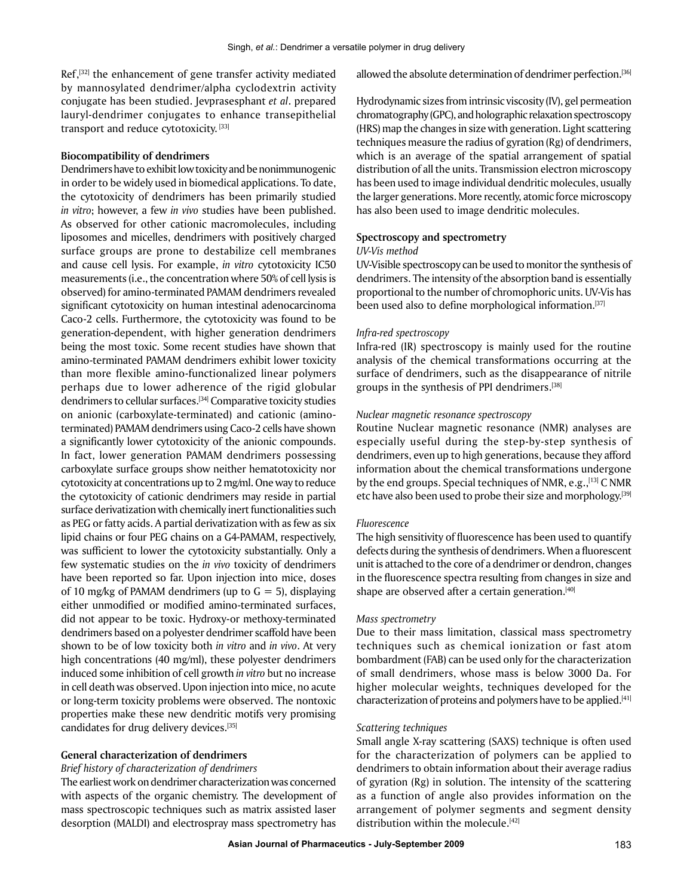Ref,[32] the enhancement of gene transfer activity mediated by mannosylated dendrimer/alpha cyclodextrin activity conjugate has been studied. Jevprasesphant *et al*. prepared lauryl-dendrimer conjugates to enhance transepithelial transport and reduce cytotoxicity.[33]

**Biocompatibility of dendrimers**

Dendrimers have to exhibit low toxicity and be nonimmunogenic in order to be widely used in biomedical applications. To date, the cytotoxicity of dendrimers has been primarily studied *in vitro*; however, a few *in vivo* studies have been published. As observed for other cationic macromolecules, including liposomes and micelles, dendrimers with positively charged surface groups are prone to destabilize cell membranes and cause cell lysis. For example, *in vitro* cytotoxicity IC50 measurements (i.e., the concentration where 50% of cell lysis is observed) for amino-terminated PAMAM dendrimers revealed significant cytotoxicity on human intestinal adenocarcinoma Caco-2 cells. Furthermore, the cytotoxicity was found to be generation-dependent, with higher generation dendrimers being the most toxic. Some recent studies have shown that amino-terminated PAMAM dendrimers exhibit lower toxicity than more flexible amino-functionalized linear polymers perhaps due to lower adherence of the rigid globular dendrimers to cellular surfaces.[34] Comparative toxicity studies on anionic (carboxylate-terminated) and cationic (amino-terminated) PAMAM dendrimers using Caco-2 cells have shown a significantly lower cytotoxicity of the anionic compounds. In fact, lower generation PAMAM dendrimers possessing carboxylate surface groups show neither hematotoxicity nor cytotoxicity at concentrations up to 2 mg/ml. One way to reduce the cytotoxicity of cationic dendrimers may reside in partial surface derivatization with chemically inert functionalities such as PEG or fatty acids. A partial derivatization with as few as six lipid chains or four PEG chains on a G4-PAMAM, respectively, was sufficient to lower the cytotoxicity substantially. Only a few systematic studies on the *in vivo* toxicity of dendrimers have been reported so far. Upon injection into mice, doses of 10 mg/kg of PAMAM dendrimers (up to $G = 5$), displaying either unmodified or modified amino-terminated surfaces, did not appear to be toxic. Hydroxy-or methoxy-terminated dendrimers based on a polyester dendrimer scaffold have been shown to be of low toxicity both *in vitro* and *in vivo*. At very high concentrations (40 mg/ml), these polyester dendrimers induced some inhibition of cell growth *in vitro* but no increase in cell death was observed. Upon injection into mice, no acute or long-term toxicity problems were observed. The nontoxic properties make these new dendritic motifs very promising candidates for drug delivery devices.[35]

**General characterization of dendrimers**

*Brief history of characterization of dendrimers*

The earliest work on dendrimer characterization was concerned with aspects of the organic chemistry. The development of mass spectroscopic techniques such as matrix assisted laser desorption (MALDI) and electrospray mass spectrometry has allowed the absolute determination of dendrimer perfection.[36]

Hydrodynamic sizes from intrinsic viscosity (IV), gel permeation chromatography (GPC), and holographic relaxation spectroscopy (HRS) map the changes in size with generation. Light scattering techniques measure the radius of gyration (Rg) of dendrimers, which is an average of the spatial arrangement of spatial distribution of all the units. Transmission electron microscopy has been used to image individual dendritic molecules, usually the larger generations. More recently, atomic force microscopy has also been used to image dendritic molecules.

**Spectroscopy and spectrometry**

*UV-Vis method*

UV-Visible spectroscopy can be used to monitor the synthesis of dendrimers. The intensity of the absorption band is essentially proportional to the number of chromophoric units. UV-Vis has been used also to define morphological information.[37]

*Infra-red spectroscopy*

Infra-red (IR) spectroscopy is mainly used for the routine analysis of the chemical transformations occurring at the surface of dendrimers, such as the disappearance of nitrile groups in the synthesis of PPI dendrimers.[38]

*Nuclear magnetic resonance spectroscopy*

Routine Nuclear magnetic resonance (NMR) analyses are especially useful during the step-by-step synthesis of dendrimers, even up to high generations, because they afford information about the chemical transformations undergone by the end groups. Special techniques of NMR, e.g.,[13] C NMR etc have also been used to probe their size and morphology.[39]

*Fluorescence*

The high sensitivity of fluorescence has been used to quantify defects during the synthesis of dendrimers. When a fluorescent unit is attached to the core of a dendrimer or dendron, changes in the fluorescence spectra resulting from changes in size and shape are observed after a certain generation.[40]

*Mass spectrometry*

Due to their mass limitation, classical mass spectrometry techniques such as chemical ionization or fast atom bombardment (FAB) can be used only for the characterization of small dendrimers, whose mass is below 3000 Da. For higher molecular weights, techniques developed for the characterization of proteins and polymers have to be applied.[41]

*Scattering techniques*

Small angle X-ray scattering (SAXS) technique is often used for the characterization of polymers can be applied to dendrimers to obtain information about their average radius of gyration (Rg) in solution. The intensity of the scattering as a function of angle also provides information on the arrangement of polymer segments and segment density distribution within the molecule.[42]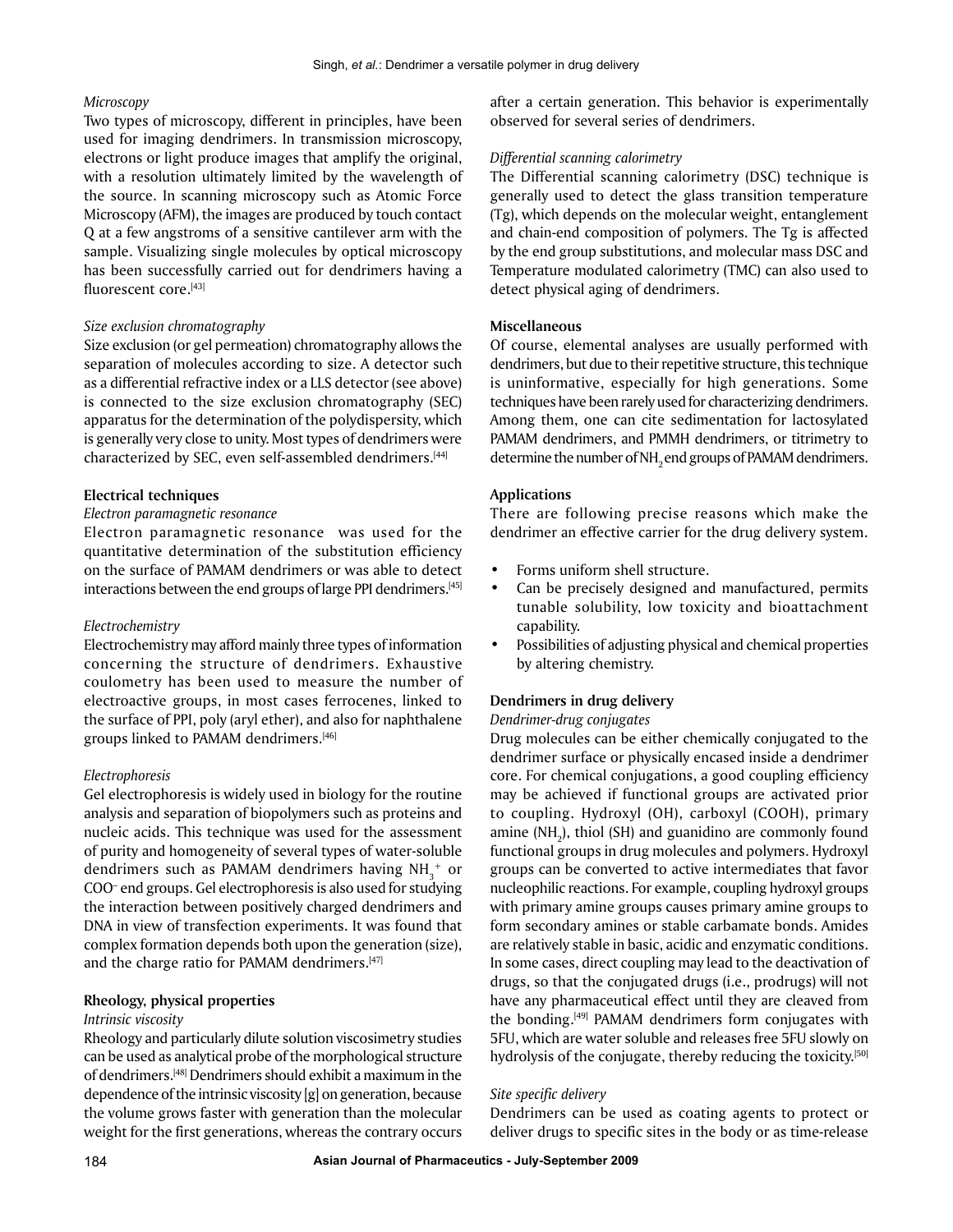*Microscopy*

Two types of microscopy, different in principles, have been used for imaging dendrimers. In transmission microscopy, electrons or light produce images that amplify the original, with a resolution ultimately limited by the wavelength of the source. In scanning microscopy such as Atomic Force Microscopy (AFM), the images are produced by touch contact Q at a few angstroms of a sensitive cantilever arm with the sample. Visualizing single molecules by optical microscopy has been successfully carried out for dendrimers having a fluorescent core.[43]

*Size exclusion chromatography*

Size exclusion (or gel permeation) chromatography allows the separation of molecules according to size. A detector such as a differential refractive index or a LLS detector (see above) is connected to the size exclusion chromatography (SEC) apparatus for the determination of the polydispersity, which is generally very close to unity. Most types of dendrimers were characterized by SEC, even self-assembled dendrimers.[44]

**Electrical techniques**

*Electron paramagnetic resonance*

Electron paramagnetic resonance was used for the quantitative determination of the substitution efficiency on the surface of PAMAM dendrimers or was able to detect interactions between the end groups of large PPI dendrimers.[45]

*Electrochemistry*

Electrochemistry may afford mainly three types of information concerning the structure of dendrimers. Exhaustive coulometry has been used to measure the number of electroactive groups, in most cases ferrocenes, linked to the surface of PPI, poly (aryl ether), and also for naphthalene groups linked to PAMAM dendrimers.[46]

*Electrophoresis*

Gel electrophoresis is widely used in biology for the routine analysis and separation of biopolymers such as proteins and nucleic acids. This technique was used for the assessment of purity and homogeneity of several types of water-soluble dendrimers such as PAMAM dendrimers having $NH_3^+$ or $COO^-$ end groups. Gel electrophoresis is also used for studying the interaction between positively charged dendrimers and DNA in view of transfection experiments. It was found that complex formation depends both upon the generation (size), and the charge ratio for PAMAM dendrimers.[47]

**Rheology, physical properties**

*Intrinsic viscosity*

Rheology and particularly dilute solution viscosimetry studies can be used as analytical probe of the morphological structure of dendrimers.[48] Dendrimers should exhibit a maximum in the dependence of the intrinsic viscosity [g] on generation, because the volume grows faster with generation than the molecular weight for the first generations, whereas the contrary occurs after a certain generation. This behavior is experimentally observed for several series of dendrimers.

*Differential scanning calorimetry*

The Differential scanning calorimetry (DSC) technique is generally used to detect the glass transition temperature (Tg), which depends on the molecular weight, entanglement and chain-end composition of polymers. The Tg is affected by the end group substitutions, and molecular mass DSC and Temperature modulated calorimetry (TMC) can also used to detect physical aging of dendrimers.

**Miscellaneous**

Of course, elemental analyses are usually performed with dendrimers, but due to their repetitive structure, this technique is uninformative, especially for high generations. Some techniques have been rarely used for characterizing dendrimers. Among them, one can cite sedimentation for lactosylated PAMAM dendrimers, and PMMH dendrimers, or titrimetry to determine the number of $NH_2$ end groups of PAMAM dendrimers.

**Applications**

There are following precise reasons which make the dendrimer an effective carrier for the drug delivery system.

- Forms uniform shell structure.
- Can be precisely designed and manufactured, permits tunable solubility, low toxicity and bioattachment capability.
- Possibilities of adjusting physical and chemical properties by altering chemistry.

**Dendrimers in drug delivery**

*Dendrimer-drug conjugates*

Drug molecules can be either chemically conjugated to the dendrimer surface or physically encased inside a dendrimer core. For chemical conjugations, a good coupling efficiency may be achieved if functional groups are activated prior to coupling. Hydroxyl (OH), carboxyl (COOH), primary amine ($NH_2$), thiol (SH) and guanidino are commonly found functional groups in drug molecules and polymers. Hydroxyl groups can be converted to active intermediates that favor nucleophilic reactions. For example, coupling hydroxyl groups with primary amine groups causes primary amine groups to form secondary amines or stable carbamate bonds. Amides are relatively stable in basic, acidic and enzymatic conditions. In some cases, direct coupling may lead to the deactivation of drugs, so that the conjugated drugs (i.e., prodrugs) will not have any pharmaceutical effect until they are cleaved from the bonding.[49] PAMAM dendrimers form conjugates with 5FU, which are water soluble and releases free 5FU slowly on hydrolysis of the conjugate, thereby reducing the toxicity.[50]

*Site specific delivery*

Dendrimers can be used as coating agents to protect or deliver drugs to specific sites in the body or as time-release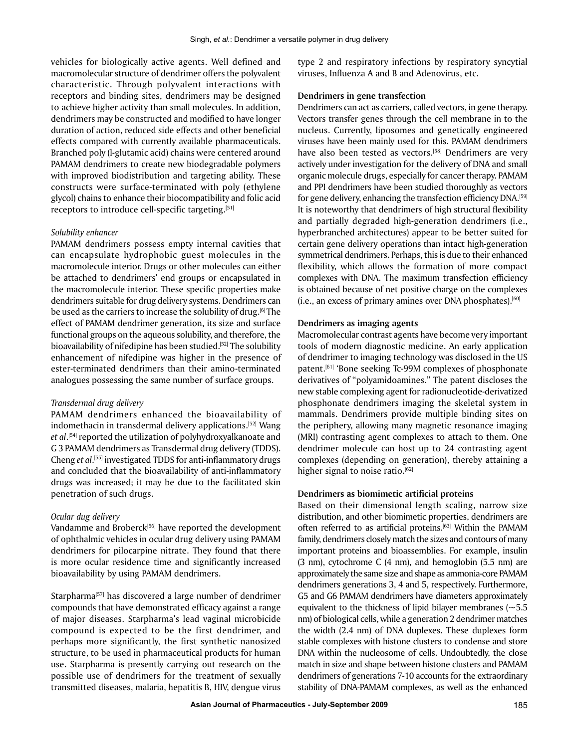vehicles for biologically active agents. Well defined and macromolecular structure of dendrimer offers the polyvalent characteristic. Through polyvalent interactions with receptors and binding sites, dendrimers may be designed to achieve higher activity than small molecules. In addition, dendrimers may be constructed and modified to have longer duration of action, reduced side effects and other beneficial effects compared with currently available pharmaceuticals. Branched poly (l-glutamic acid) chains were centered around PAMAM dendrimers to create new biodegradable polymers with improved biodistribution and targeting ability. These constructs were surface-terminated with poly (ethylene glycol) chains to enhance their biocompatibility and folic acid receptors to introduce cell-specific targeting.[51]

#### *Solubility enhancer*

PAMAM dendrimers possess empty internal cavities that can encapsulate hydrophobic guest molecules in the macromolecule interior. Drugs or other molecules can either be attached to dendrimers' end groups or encapsulated in the macromolecule interior. These specific properties make dendrimers suitable for drug delivery systems. Dendrimers can be used as the carriers to increase the solubility of drug.[6] The effect of PAMAM dendrimer generation, its size and surface functional groups on the aqueous solubility, and therefore, the bioavailability of nifedipine has been studied.[52] The solubility enhancement of nifedipine was higher in the presence of ester-terminated dendrimers than their amino-terminated analogues possessing the same number of surface groups.

#### *Transdermal drug delivery*

PAMAM dendrimers enhanced the bioavailability of indomethacin in transdermal delivery applications.[52] Wang *et al*.[54] reported the utilization of polyhydroxyalkanoate and G 3 PAMAM dendrimers as Transdermal drug delivery (TDDS). Cheng *et al*.[55] investigated TDDS for anti-inflammatory drugs and concluded that the bioavailability of anti-inflammatory drugs was increased; it may be due to the facilitated skin penetration of such drugs.

#### *Ocular dug delivery*

Vandamme and Broberck[56] have reported the development of ophthalmic vehicles in ocular drug delivery using PAMAM dendrimers for pilocarpine nitrate. They found that there is more ocular residence time and significantly increased bioavailability by using PAMAM dendrimers.

Starpharma[57] has discovered a large number of dendrimer compounds that have demonstrated efficacy against a range of major diseases. Starpharma's lead vaginal microbicide compound is expected to be the first dendrimer, and perhaps more significantly, the first synthetic nanosized structure, to be used in pharmaceutical products for human use. Starpharma is presently carrying out research on the possible use of dendrimers for the treatment of sexually transmitted diseases, malaria, hepatitis B, HIV, dengue virus type 2 and respiratory infections by respiratory syncytial viruses, Influenza A and B and Adenovirus, etc.

### Dendrimers in gene transfection

Dendrimers can act as carriers, called vectors, in gene therapy. Vectors transfer genes through the cell membrane in to the nucleus. Currently, liposomes and genetically engineered viruses have been mainly used for this. PAMAM dendrimers have also been tested as vectors.[58] Dendrimers are very actively under investigation for the delivery of DNA and small organic molecule drugs, especially for cancer therapy. PAMAM and PPI dendrimers have been studied thoroughly as vectors for gene delivery, enhancing the transfection efficiency DNA.[59] It is noteworthy that dendrimers of high structural flexibility and partially degraded high-generation dendrimers (i.e., hyperbranched architectures) appear to be better suited for certain gene delivery operations than intact high-generation symmetrical dendrimers. Perhaps, this is due to their enhanced flexibility, which allows the formation of more compact complexes with DNA. The maximum transfection efficiency is obtained because of net positive charge on the complexes (i.e., an excess of primary amines over DNA phosphates).[60]

### Dendrimers as imaging agents

Macromolecular contrast agents have become very important tools of modern diagnostic medicine. An early application of dendrimer to imaging technology was disclosed in the US patent.[61] 'Bone seeking Tc-99M complexes of phosphonate derivatives of "polyamidoamines." The patent discloses the new stable complexing agent for radionucleotide-derivatized phosphonate dendrimers imaging the skeletal system in mammals. Dendrimers provide multiple binding sites on the periphery, allowing many magnetic resonance imaging (MRI) contrasting agent complexes to attach to them. One dendrimer molecule can host up to 24 contrasting agent complexes (depending on generation), thereby attaining a higher signal to noise ratio.[62]

### Dendrimers as biomimetic artificial proteins

Based on their dimensional length scaling, narrow size distribution, and other biomimetic properties, dendrimers are often referred to as artificial proteins.[63] Within the PAMAM family, dendrimers closely match the sizes and contours of many important proteins and bioassemblies. For example, insulin (3 nm), cytochrome C (4 nm), and hemoglobin (5.5 nm) are approximately the same size and shape as ammonia-core PAMAM dendrimers generations 3, 4 and 5, respectively. Furthermore, G5 and G6 PAMAM dendrimers have diameters approximately equivalent to the thickness of lipid bilayer membranes ($\sim$5.5 nm) of biological cells, while a generation 2 dendrimer matches the width (2.4 nm) of DNA duplexes. These duplexes form stable complexes with histone clusters to condense and store DNA within the nucleosome of cells. Undoubtedly, the close match in size and shape between histone clusters and PAMAM dendrimers of generations 7-10 accounts for the extraordinary stability of DNA-PAMAM complexes, as well as the enhanced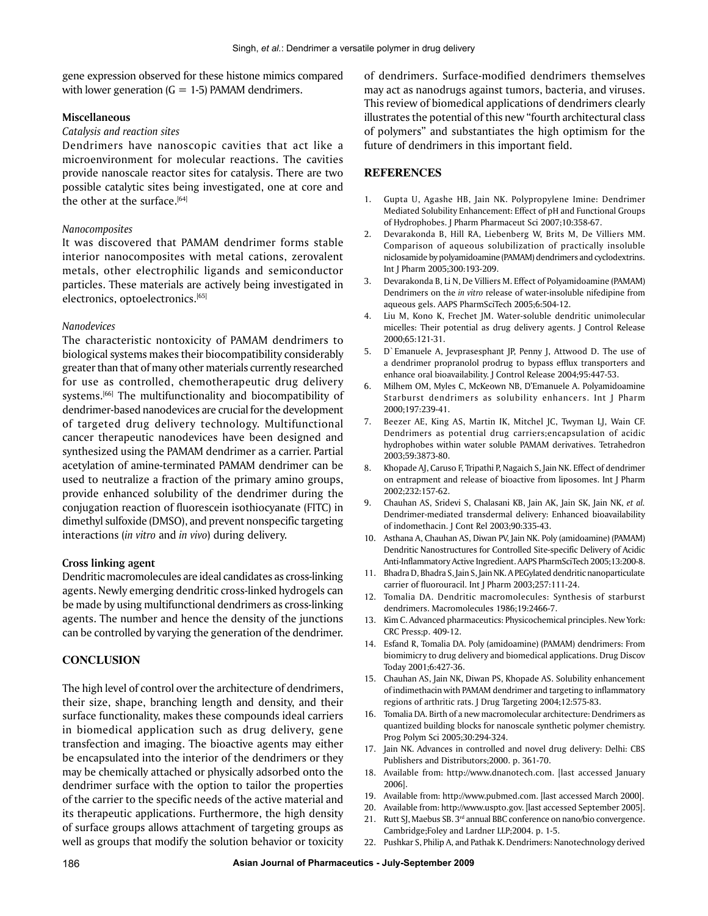gene expression observed for these histone mimics compared with lower generation (G = 1-5) PAMAM dendrimers.

### Miscellaneous

*Catalysis and reaction sites*

Dendrimers have nanoscopic cavities that act like a microenvironment for molecular reactions. The cavities provide nanoscale reactor sites for catalysis. There are two possible catalytic sites being investigated, one at core and the other at the surface.[64]

*Nanocomposites*

It was discovered that PAMAM dendrimer forms stable interior nanocomposites with metal cations, zerovalent metals, other electrophilic ligands and semiconductor particles. These materials are actively being investigated in electronics, optoelectronics.[65]

*Nanodevices*

The characteristic nontoxicity of PAMAM dendrimers to biological systems makes their biocompatibility considerably greater than that of many other materials currently researched for use as controlled, chemotherapeutic drug delivery systems.[66] The multifunctionality and biocompatibility of dendrimer-based nanodevices are crucial for the development of targeted drug delivery technology. Multifunctional cancer therapeutic nanodevices have been designed and synthesized using the PAMAM dendrimer as a carrier. Partial acetylation of amine-terminated PAMAM dendrimer can be used to neutralize a fraction of the primary amino groups, provide enhanced solubility of the dendrimer during the conjugation reaction of fluorescein isothiocyanate (FITC) in dimethyl sulfoxide (DMSO), and prevent nonspecific targeting interactions (*in vitro* and *in vivo*) during delivery.

### Cross linking agent

Dendritic macromolecules are ideal candidates as cross-linking agents. Newly emerging dendritic cross-linked hydrogels can be made by using multifunctional dendrimers as cross-linking agents. The number and hence the density of the junctions can be controlled by varying the generation of the dendrimer.

## CONCLUSION

The high level of control over the architecture of dendrimers, their size, shape, branching length and density, and their surface functionality, makes these compounds ideal carriers in biomedical application such as drug delivery, gene transfection and imaging. The bioactive agents may either be encapsulated into the interior of the dendrimers or they may be chemically attached or physically adsorbed onto the dendrimer surface with the option to tailor the properties of the carrier to the specific needs of the active material and its therapeutic applications. Furthermore, the high density of surface groups allows attachment of targeting groups as well as groups that modify the solution behavior or toxicity of dendrimers. Surface-modified dendrimers themselves may act as nanodrugs against tumors, bacteria, and viruses. This review of biomedical applications of dendrimers clearly illustrates the potential of this new "fourth architectural class of polymers" and substantiates the high optimism for the future of dendrimers in this important field.

## REFERENCES

1. Gupta U, Agashe HB, Jain NK. Polypropylene Imine: Dendrimer Mediated Solubility Enhancement: Effect of pH and Functional Groups of Hydrophobes. J Pharm Pharmaceut Sci 2007;10:358-67.
2. Devarakonda B, Hill RA, Liebenberg W, Brits M, De Villiers MM. Comparison of aqueous solubilization of practically insoluble niclosamide by polyamidoamine (PAMAM) dendrimers and cyclodextrins. Int J Pharm 2005;300:193-209.
3. Devarakonda B, Li N, De Villiers M. Effect of Polyamidoamine (PAMAM) Dendrimers on the *in vitro* release of water-insoluble nifedipine from aqueous gels. AAPS PharmSciTech 2005;6:504-12.
4. Liu M, Kono K, Frechet JM. Water-soluble dendritic unimolecular micelles: Their potential as drug delivery agents. J Control Release 2000;65:121-31.
5. D`Emanuele A, Jevprasesphant JP, Penny J, Attwood D. The use of a dendrimer propranolol prodrug to bypass efflux transporters and enhance oral bioavailability. J Control Release 2004;95:447-53.
6. Milhem OM, Myles C, McKeown NB, D'Emanuele A. Polyamidoamine Starburst dendrimers as solubility enhancers. Int J Pharm 2000;197:239-41.
7. Beezer AE, King AS, Martin IK, Mitchel JC, Twyman LJ, Wain CF. Dendrimers as potential drug carriers;encapsulation of acidic hydrophobes within water soluble PAMAM derivatives. Tetrahedron 2003;59:3873-80.
8. Khopade AJ, Caruso F, Tripathi P, Nagaich S, Jain NK. Effect of dendrimer on entrapment and release of bioactive from liposomes. Int J Pharm 2002;232:157-62.
9. Chauhan AS, Sridevi S, Chalasani KB, Jain AK, Jain SK, Jain NK, *et al.* Dendrimer-mediated transdermal delivery: Enhanced bioavailability of indomethacin. J Cont Rel 2003;90:335-43.
10. Asthana A, Chauhan AS, Diwan PV, Jain NK. Poly (amidoamine) (PAMAM) Dendritic Nanostructures for Controlled Site-specific Delivery of Acidic Anti-Inflammatory Active Ingredient. AAPS PharmSciTech 2005;13:200-8.
11. Bhadra D, Bhadra S, Jain S, Jain NK. A PEGylated dendritic nanoparticulate carrier of fluorouracil. Int J Pharm 2003;257:111-24.
12. Tomalia DA. Dendritic macromolecules: Synthesis of starburst dendrimers. Macromolecules 1986;19:2466-7.
13. Kim C. Advanced pharmaceutics: Physicochemical principles. New York: CRC Press;p. 409-12.
14. Esfand R, Tomalia DA. Poly (amidoamine) (PAMAM) dendrimers: From biomimicry to drug delivery and biomedical applications. Drug Discov Today 2001;6:427-36.
15. Chauhan AS, Jain NK, Diwan PS, Khopade AS. Solubility enhancement of indimethacin with PAMAM dendrimer and targeting to inflammatory regions of arthritic rats. J Drug Targeting 2004;12:575-83.
16. Tomalia DA. Birth of a new macromolecular architecture: Dendrimers as quantized building blocks for nanoscale synthetic polymer chemistry. Prog Polym Sci 2005;30:294-324.
17. Jain NK. Advances in controlled and novel drug delivery: Delhi: CBS Publishers and Distributors;2000. p. 361-70.
18. Available from: http://www.dnanotech.com. [last accessed January 2006].
19. Available from: http://www.pubmed.com. [last accessed March 2000].
20. Available from: http://www.uspto.gov. [last accessed September 2005].
21. Rutt SJ, Maebus SB. 3rd annual BBC conference on nano/bio convergence. Cambridge;Foley and Lardner LLP;2004. p. 1-5.
22. Pushkar S, Philip A, and Pathak K. Dendrimers: Nanotechnology derived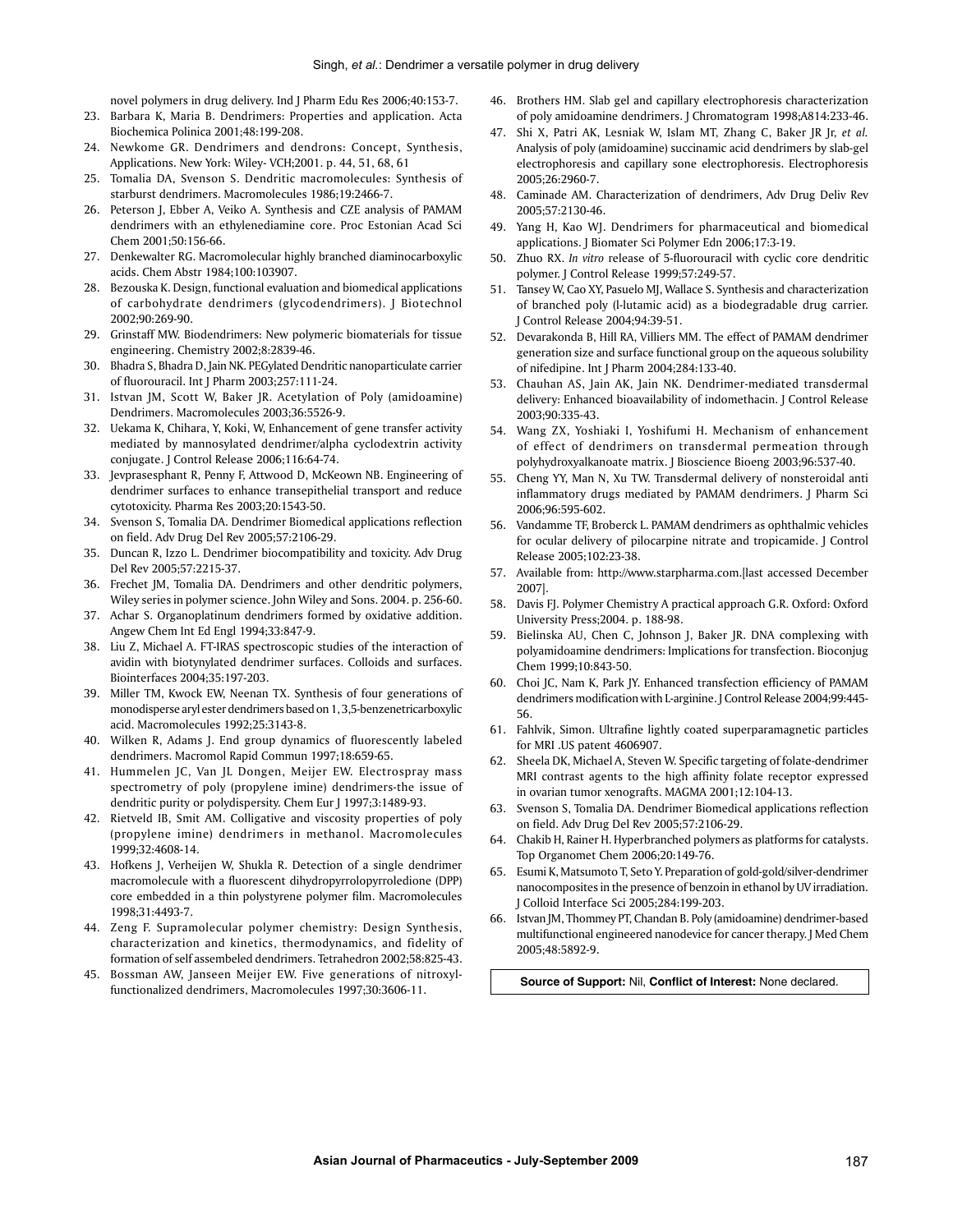novel polymers in drug delivery. Ind J Pharm Edu Res 2006;40:153-7.

23. Barbara K, Maria B. Dendrimers: Properties and application. Acta Biochemica Polinica 2001;48:199-208.
24. Newkome GR. Dendrimers and dendrons: Concept, Synthesis, Applications. New York: Wiley- VCH;2001. p. 44, 51, 68, 61
25. Tomalia DA, Svenson S. Dendritic macromolecules: Synthesis of starburst dendrimers. Macromolecules 1986;19:2466-7.
26. Peterson J, Ebber A, Veiko A. Synthesis and CZE analysis of PAMAM dendrimers with an ethylenediamine core. Proc Estonian Acad Sci Chem 2001;50:156-66.
27. Denkewalter RG. Macromolecular highly branched diaminocarboxylic acids. Chem Abstr 1984;100:103907.
28. Bezouska K. Design, functional evaluation and biomedical applications of carbohydrate dendrimers (glycodendrimers). J Biotechnol 2002;90:269-90.
29. Grinstaff MW. Biodendrimers: New polymeric biomaterials for tissue engineering. Chemistry 2002;8:2839-46.
30. Bhadra S, Bhadra D, Jain NK. PEGylated Dendritic nanoparticulate carrier of fluorouracil. Int J Pharm 2003;257:111-24.
31. Istvan JM, Scott W, Baker JR. Acetylation of Poly (amidoamine) Dendrimers. Macromolecules 2003;36:5526-9.
32. Uekama K, Chihara, Y, Koki, W, Enhancement of gene transfer activity mediated by mannosylated dendrimer/alpha cyclodextrin activity conjugate. J Control Release 2006;116:64-74.
33. Jevprasesphant R, Penny F, Attwood D, McKeown NB. Engineering of dendrimer surfaces to enhance transepithelial transport and reduce cytotoxicity. Pharma Res 2003;20:1543-50.
34. Svenson S, Tomalia DA. Dendrimer Biomedical applications reflection on field. Adv Drug Del Rev 2005;57:2106-29.
35. Duncan R, Izzo L. Dendrimer biocompatibility and toxicity. Adv Drug Del Rev 2005;57:2215-37.
36. Frechet JM, Tomalia DA. Dendrimers and other dendritic polymers, Wiley series in polymer science. John Wiley and Sons. 2004. p. 256-60.
37. Achar S. Organoplatinum dendrimers formed by oxidative addition. Angew Chem Int Ed Engl 1994;33:847-9.
38. Liu Z, Michael A. FT-IRAS spectroscopic studies of the interaction of avidin with biotynylated dendrimer surfaces. Colloids and surfaces. Biointerfaces 2004;35:197-203.
39. Miller TM, Kwock EW, Neenan TX. Synthesis of four generations of monodisperse aryl ester dendrimers based on 1,3,5-benzenetricarboxylic acid. Macromolecules 1992;25:3143-8.
40. Wilken R, Adams J. End group dynamics of fluorescently labeled dendrimers. Macromol Rapid Commun 1997;18:659-65.
41. Hummelen JC, Van JL Dongen, Meijer EW. Electrospray mass spectrometry of poly (propylene imine) dendrimers-the issue of dendritic purity or polydispersity. Chem Eur J 1997;3:1489-93.
42. Rietveld IB, Smit AM. Colligative and viscosity properties of poly (propylene imine) dendrimers in methanol. Macromolecules 1999;32:4608-14.
43. Hofkens J, Verheijen W, Shukla R. Detection of a single dendrimer macromolecule with a fluorescent dihydropyrrolopyrroledione (DPP) core embedded in a thin polystyrene polymer film. Macromolecules 1998;31:4493-7.
44. Zeng F. Supramolecular polymer chemistry: Design Synthesis, characterization and kinetics, thermodynamics, and fidelity of formation of self assembeled dendrimers. Tetrahedron 2002;58:825-43.
45. Bossman AW, Janseen Meijer EW. Five generations of nitroxyl-functionalized dendrimers, Macromolecules 1997;30:3606-11.
46. Brothers HM. Slab gel and capillary electrophoresis characterization of poly amidoamine dendrimers. J Chromatogram 1998;A814:233-46.
47. Shi X, Patri AK, Lesniak W, Islam MT, Zhang C, Baker JR Jr, *et al.* Analysis of poly (amidoamine) succinamic acid dendrimers by slab-gel electrophoresis and capillary sone electrophoresis. Electrophoresis 2005;26:2960-7.
48. Caminade AM. Characterization of dendrimers, Adv Drug Deliv Rev 2005;57:2130-46.
49. Yang H, Kao WJ. Dendrimers for pharmaceutical and biomedical applications. J Biomater Sci Polymer Edn 2006;17:3-19.
50. Zhuo RX. *In vitro* release of 5-fluorouracil with cyclic core dendritic polymer. J Control Release 1999;57:249-57.
51. Tansey W, Cao XY, Pasuelo MJ, Wallace S. Synthesis and characterization of branched poly (l-lutamic acid) as a biodegradable drug carrier. J Control Release 2004;94:39-51.
52. Devarakonda B, Hill RA, Villiers MM. The effect of PAMAM dendrimer generation size and surface functional group on the aqueous solubility of nifedipine. Int J Pharm 2004;284:133-40.
53. Chauhan AS, Jain AK, Jain NK. Dendrimer-mediated transdermal delivery: Enhanced bioavailability of indomethacin. J Control Release 2003;90:335-43.
54. Wang ZX, Yoshiaki I, Yoshifumi H. Mechanism of enhancement of effect of dendrimers on transdermal permeation through polyhydroxyalkanoate matrix. J Bioscience Bioeng 2003;96:537-40.
55. Cheng YY, Man N, Xu TW. Transdermal delivery of nonsteroidal anti inflammatory drugs mediated by PAMAM dendrimers. J Pharm Sci 2006;96:595-602.
56. Vandamme TF, Broberck L. PAMAM dendrimers as ophthalmic vehicles for ocular delivery of pilocarpine nitrate and tropicamide. J Control Release 2005;102:23-38.
57. Available from: http://www.starpharma.com.[last accessed December 2007].
58. Davis FJ. Polymer Chemistry A practical approach G.R. Oxford: Oxford University Press;2004. p. 188-98.
59. Bielinska AU, Chen C, Johnson J, Baker JR. DNA complexing with polyamidoamine dendrimers: Implications for transfection. Bioconjug Chem 1999;10:843-50.
60. Choi JC, Nam K, Park JY. Enhanced transfection efficiency of PAMAM dendrimers modification with L-arginine. J Control Release 2004;99:445-56.
61. Fahlvik, Simon. Ultrafine lightly coated superparamagnetic particles for MRI .US patent 4606907.
62. Sheela DK, Michael A, Steven W. Specific targeting of folate-dendrimer MRI contrast agents to the high affinity folate receptor expressed in ovarian tumor xenografts. MAGMA 2001;12:104-13.
63. Svenson S, Tomalia DA. Dendrimer Biomedical applications reflection on field. Adv Drug Del Rev 2005;57:2106-29.
64. Chakib H, Rainer H. Hyperbranched polymers as platforms for catalysts. Top Organomet Chem 2006;20:149-76.
65. Esumi K, Matsumoto T, Seto Y. Preparation of gold-gold/silver-dendrimer nanocomposites in the presence of benzoin in ethanol by UV irradiation. J Colloid Interface Sci 2005;284:199-203.
66. Istvan JM, Thommey PT, Chandan B. Poly (amidoamine) dendrimer-based multifunctional engineered nanodevice for cancer therapy. J Med Chem 2005;48:5892-9.

**Source of Support:** Nil, **Conflict of Interest:** None declared.